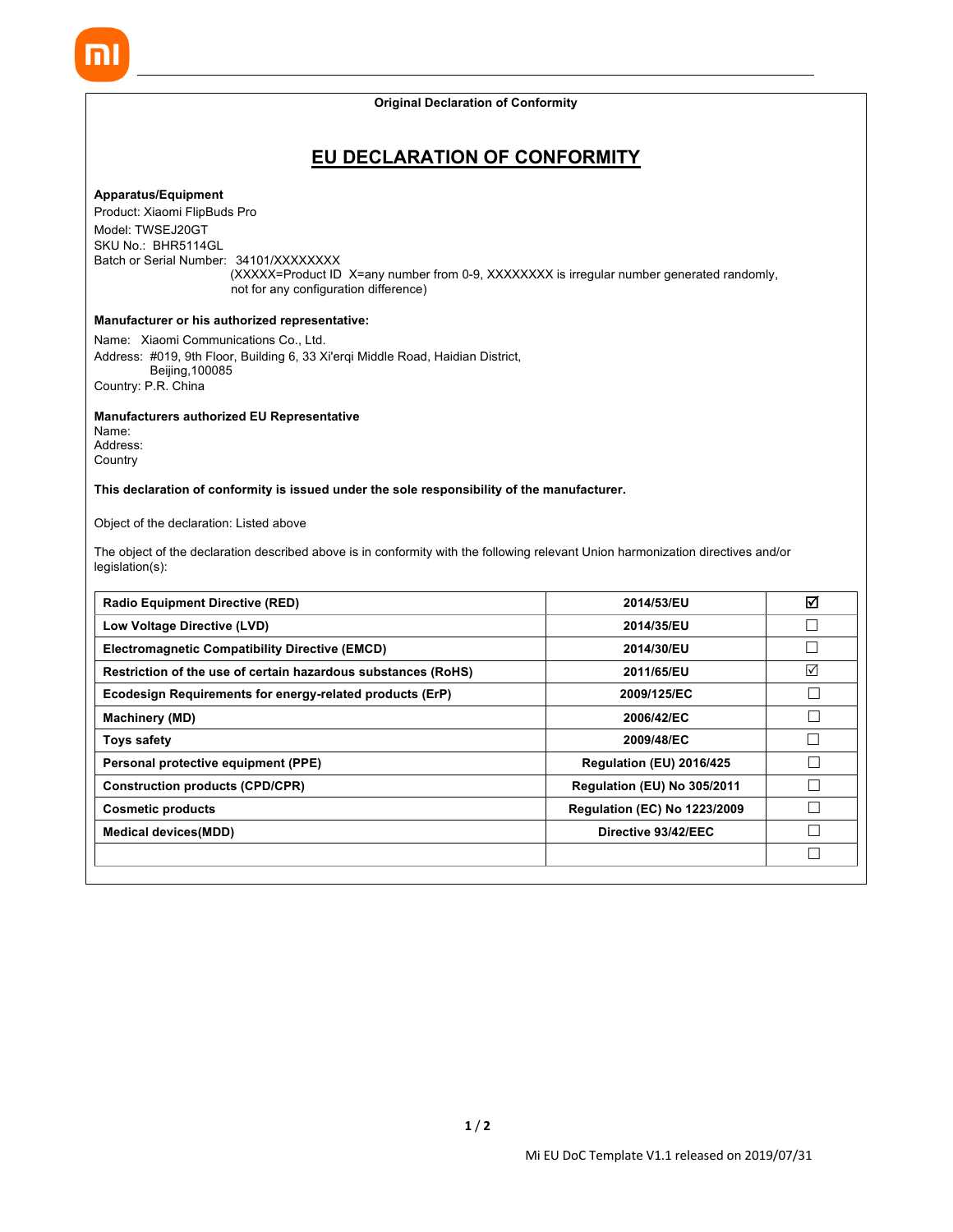Original Declaration of Conformity

# EU DECLARATION OF CONFORMITY

**Apparatus/Equipment**

Product: Xiaomi FlipBuds Pro
Model: TWSEJ20GT
SKU No.: BHR5114GL
Batch or Serial Number: 34101/XXXXXXXX
(XXXXX=Product ID X=any number from 0-9, XXXXXXXX is irregular number generated randomly, not for any configuration difference)

**Manufacturer or his authorized representative:**

Name: Xiaomi Communications Co., Ltd.
Address: #019, 9th Floor, Building 6, 33 Xi'erqi Middle Road, Haidian District, Beijing,100085
Country: P.R. China

**Manufacturers authorized EU Representative**
Name:
Address:
Country

**This declaration of conformity is issued under the sole responsibility of the manufacturer.**

Object of the declaration: Listed above

The object of the declaration described above is in conformity with the following relevant Union harmonization directives and/or legislation(s):

| Directive | Reference | |
|---|---|---|
| **Radio Equipment Directive (RED)** | **2014/53/EU** | ☑ |
| **Low Voltage Directive (LVD)** | **2014/35/EU** | ☐ |
| **Electromagnetic Compatibility Directive (EMCD)** | **2014/30/EU** | ☐ |
| **Restriction of the use of certain hazardous substances (RoHS)** | **2011/65/EU** | ☑ |
| **Ecodesign Requirements for energy-related products (ErP)** | **2009/125/EC** | ☐ |
| **Machinery (MD)** | **2006/42/EC** | ☐ |
| **Toys safety** | **2009/48/EC** | ☐ |
| **Personal protective equipment (PPE)** | **Regulation (EU) 2016/425** | ☐ |
| **Construction products (CPD/CPR)** | **Regulation (EU) No 305/2011** | ☐ |
| **Cosmetic products** | **Regulation (EC) No 1223/2009** | ☐ |
| **Medical devices(MDD)** | **Directive 93/42/EEC** | ☐ |
| | | ☐ |

Mi EU DoC Template V1.1 released on 2019/07/31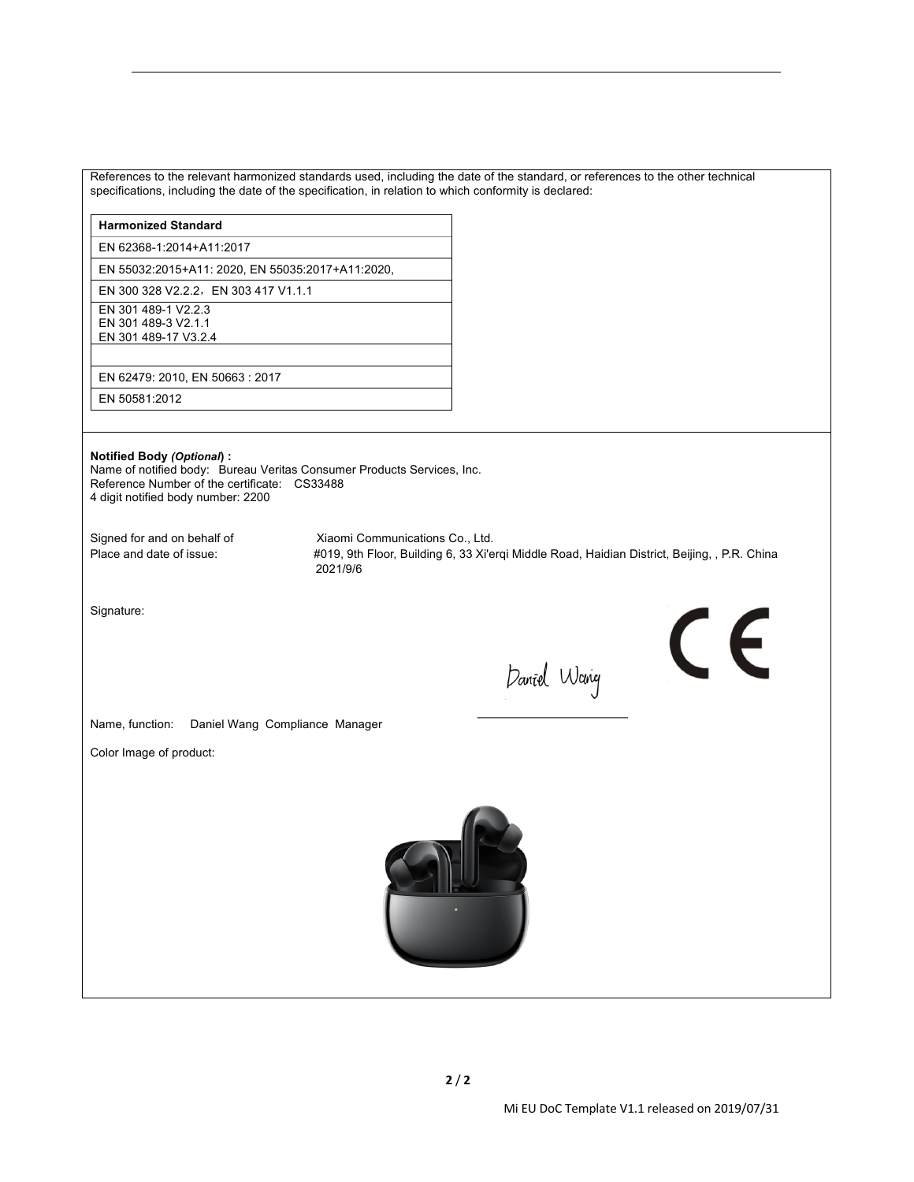References to the relevant harmonized standards used, including the date of the standard, or references to the other technical specifications, including the date of the specification, in relation to which conformity is declared:

| **Harmonized Standard** |
| --- |
| EN 62368-1:2014+A11:2017 |
| EN 55032:2015+A11: 2020, EN 55035:2017+A11:2020, |
| EN 300 328 V2.2.2，EN 303 417 V1.1.1 |
| EN 301 489-1 V2.2.3<br>EN 301 489-3 V2.1.1<br>EN 301 489-17 V3.2.4 |
| |
| EN 62479: 2010, EN 50663 : 2017 |
| EN 50581:2012 |

**Notified Body *(Optional*) :**
Name of notified body: Bureau Veritas Consumer Products Services, Inc.
Reference Number of the certificate: CS33488
4 digit notified body number: 2200

Signed for and on behalf of: Xiaomi Communications Co., Ltd.
Place and date of issue: #019, 9th Floor, Building 6, 33 Xi'erqi Middle Road, Haidian District, Beijing, , P.R. China
2021/9/6

Signature:

Daniel Wang

CE

Name, function: Daniel Wang Compliance Manager

Color Image of product:

Mi EU DoC Template V1.1 released on 2019/07/31